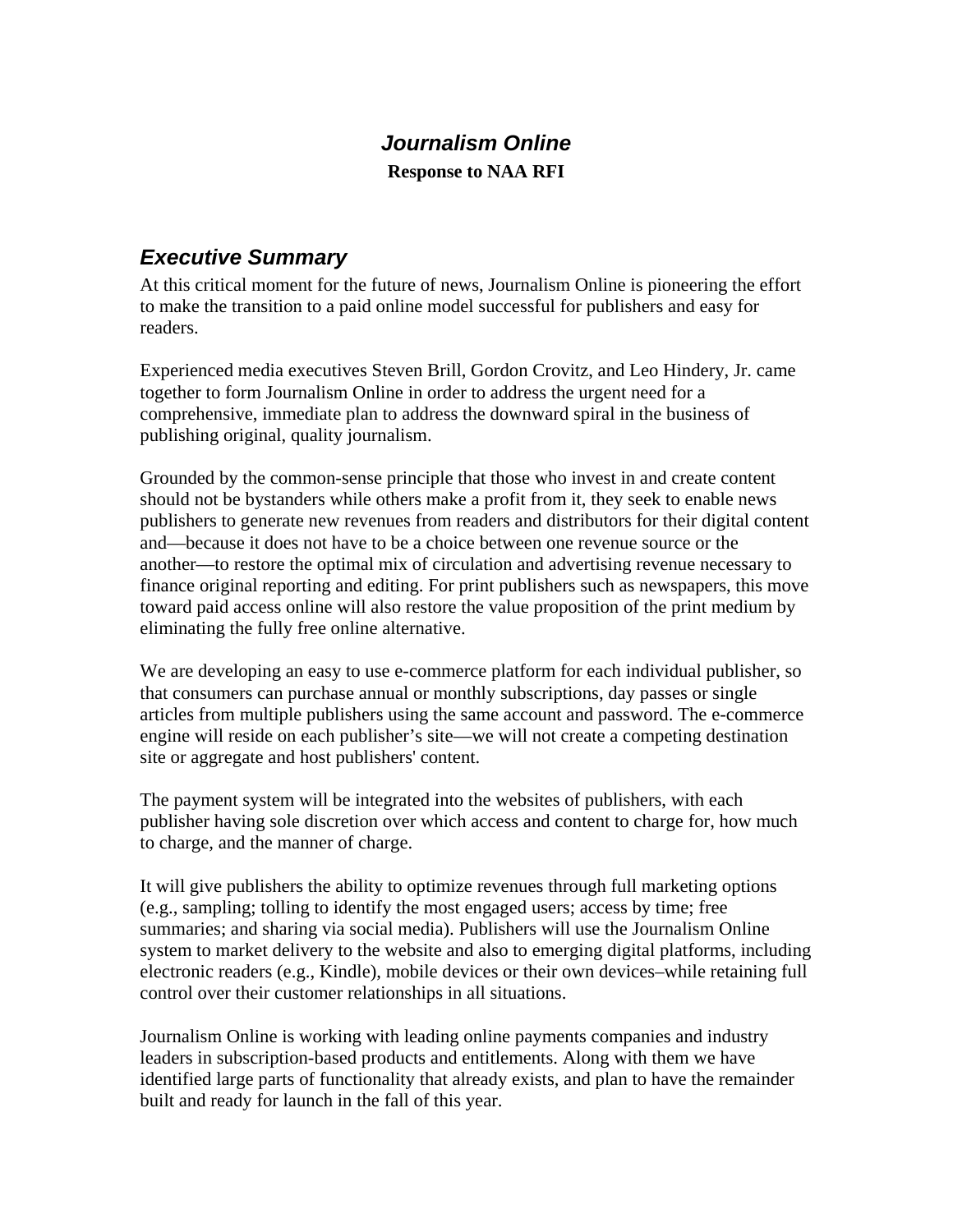# *Journalism Online*

**Response to NAA RFI**

## *Executive Summary*

At this critical moment for the future of news, Journalism Online is pioneering the effort to make the transition to a paid online model successful for publishers and easy for readers.

Experienced media executives Steven Brill, Gordon Crovitz, and Leo Hindery, Jr. came together to form Journalism Online in order to address the urgent need for a comprehensive, immediate plan to address the downward spiral in the business of publishing original, quality journalism.

Grounded by the common-sense principle that those who invest in and create content should not be bystanders while others make a profit from it, they seek to enable news publishers to generate new revenues from readers and distributors for their digital content and—because it does not have to be a choice between one revenue source or the another—to restore the optimal mix of circulation and advertising revenue necessary to finance original reporting and editing. For print publishers such as newspapers, this move toward paid access online will also restore the value proposition of the print medium by eliminating the fully free online alternative.

We are developing an easy to use e-commerce platform for each individual publisher, so that consumers can purchase annual or monthly subscriptions, day passes or single articles from multiple publishers using the same account and password. The e-commerce engine will reside on each publisher's site—we will not create a competing destination site or aggregate and host publishers' content.

The payment system will be integrated into the websites of publishers, with each publisher having sole discretion over which access and content to charge for, how much to charge, and the manner of charge.

It will give publishers the ability to optimize revenues through full marketing options (e.g., sampling; tolling to identify the most engaged users; access by time; free summaries; and sharing via social media). Publishers will use the Journalism Online system to market delivery to the website and also to emerging digital platforms, including electronic readers (e.g., Kindle), mobile devices or their own devices–while retaining full control over their customer relationships in all situations.

Journalism Online is working with leading online payments companies and industry leaders in subscription-based products and entitlements. Along with them we have identified large parts of functionality that already exists, and plan to have the remainder built and ready for launch in the fall of this year.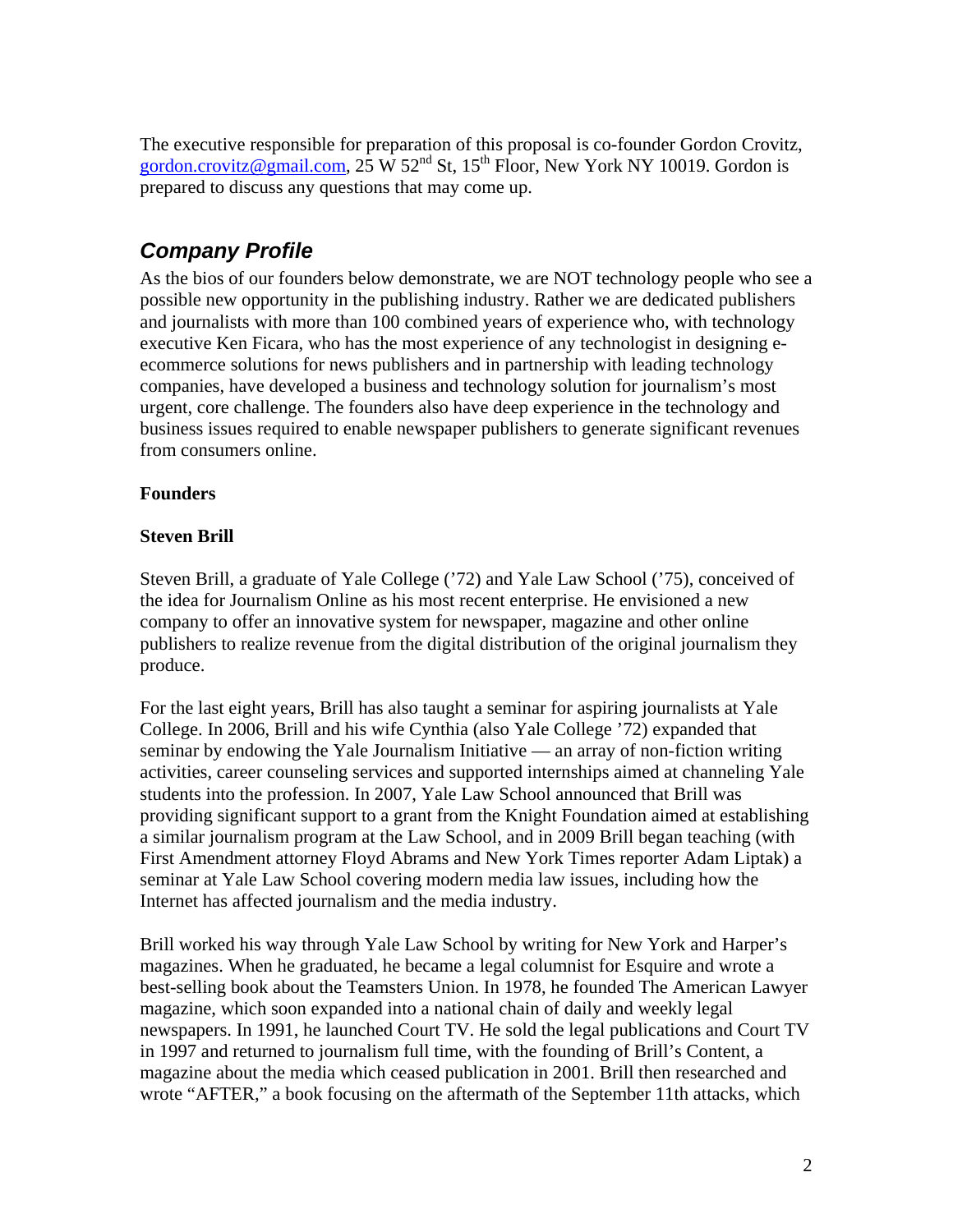The executive responsible for preparation of this proposal is co-founder Gordon Crovitz, gordon.crovitz@gmail.com, 25 W 52nd St, 15th Floor, New York NY 10019. Gordon is prepared to discuss any questions that may come up.

## *Company Profile*

As the bios of our founders below demonstrate, we are NOT technology people who see a possible new opportunity in the publishing industry. Rather we are dedicated publishers and journalists with more than 100 combined years of experience who, with technology executive Ken Ficara, who has the most experience of any technologist in designing e-ecommerce solutions for news publishers and in partnership with leading technology companies, have developed a business and technology solution for journalism's most urgent, core challenge. The founders also have deep experience in the technology and business issues required to enable newspaper publishers to generate significant revenues from consumers online.

**Founders**

**Steven Brill**

Steven Brill, a graduate of Yale College ('72) and Yale Law School ('75), conceived of the idea for Journalism Online as his most recent enterprise. He envisioned a new company to offer an innovative system for newspaper, magazine and other online publishers to realize revenue from the digital distribution of the original journalism they produce.

For the last eight years, Brill has also taught a seminar for aspiring journalists at Yale College. In 2006, Brill and his wife Cynthia (also Yale College '72) expanded that seminar by endowing the Yale Journalism Initiative — an array of non-fiction writing activities, career counseling services and supported internships aimed at channeling Yale students into the profession. In 2007, Yale Law School announced that Brill was providing significant support to a grant from the Knight Foundation aimed at establishing a similar journalism program at the Law School, and in 2009 Brill began teaching (with First Amendment attorney Floyd Abrams and New York Times reporter Adam Liptak) a seminar at Yale Law School covering modern media law issues, including how the Internet has affected journalism and the media industry.

Brill worked his way through Yale Law School by writing for New York and Harper's magazines. When he graduated, he became a legal columnist for Esquire and wrote a best-selling book about the Teamsters Union. In 1978, he founded The American Lawyer magazine, which soon expanded into a national chain of daily and weekly legal newspapers. In 1991, he launched Court TV. He sold the legal publications and Court TV in 1997 and returned to journalism full time, with the founding of Brill's Content, a magazine about the media which ceased publication in 2001. Brill then researched and wrote "AFTER," a book focusing on the aftermath of the September 11th attacks, which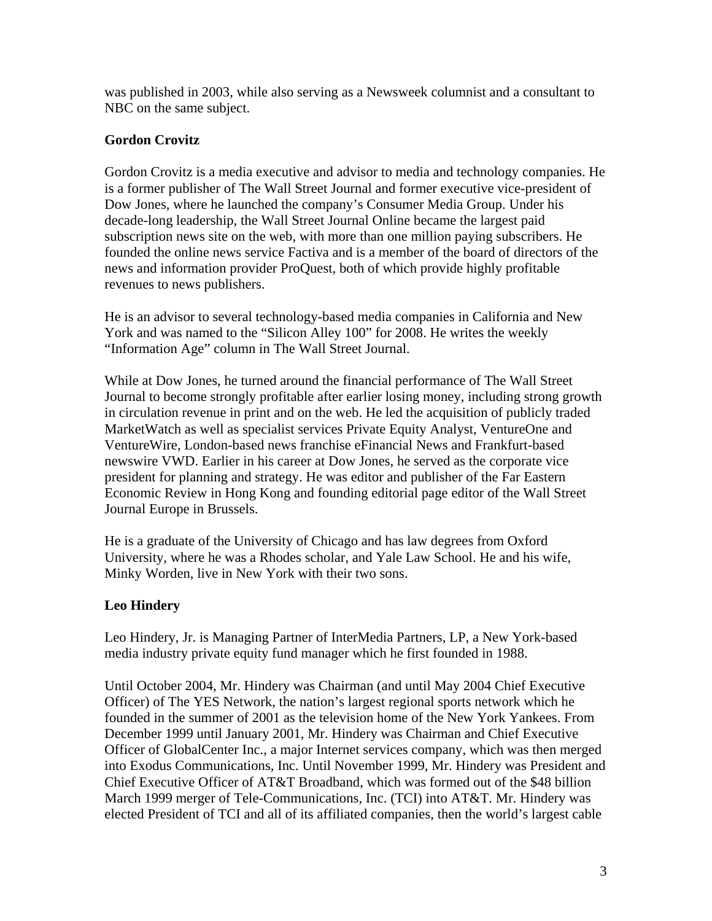was published in 2003, while also serving as a Newsweek columnist and a consultant to NBC on the same subject.

**Gordon Crovitz**

Gordon Crovitz is a media executive and advisor to media and technology companies. He is a former publisher of The Wall Street Journal and former executive vice-president of Dow Jones, where he launched the company's Consumer Media Group. Under his decade-long leadership, the Wall Street Journal Online became the largest paid subscription news site on the web, with more than one million paying subscribers. He founded the online news service Factiva and is a member of the board of directors of the news and information provider ProQuest, both of which provide highly profitable revenues to news publishers.

He is an advisor to several technology-based media companies in California and New York and was named to the "Silicon Alley 100" for 2008. He writes the weekly "Information Age" column in The Wall Street Journal.

While at Dow Jones, he turned around the financial performance of The Wall Street Journal to become strongly profitable after earlier losing money, including strong growth in circulation revenue in print and on the web. He led the acquisition of publicly traded MarketWatch as well as specialist services Private Equity Analyst, VentureOne and VentureWire, London-based news franchise eFinancial News and Frankfurt-based newswire VWD. Earlier in his career at Dow Jones, he served as the corporate vice president for planning and strategy. He was editor and publisher of the Far Eastern Economic Review in Hong Kong and founding editorial page editor of the Wall Street Journal Europe in Brussels.

He is a graduate of the University of Chicago and has law degrees from Oxford University, where he was a Rhodes scholar, and Yale Law School. He and his wife, Minky Worden, live in New York with their two sons.

**Leo Hindery**

Leo Hindery, Jr. is Managing Partner of InterMedia Partners, LP, a New York-based media industry private equity fund manager which he first founded in 1988.

Until October 2004, Mr. Hindery was Chairman (and until May 2004 Chief Executive Officer) of The YES Network, the nation's largest regional sports network which he founded in the summer of 2001 as the television home of the New York Yankees. From December 1999 until January 2001, Mr. Hindery was Chairman and Chief Executive Officer of GlobalCenter Inc., a major Internet services company, which was then merged into Exodus Communications, Inc. Until November 1999, Mr. Hindery was President and Chief Executive Officer of AT&T Broadband, which was formed out of the $48 billion March 1999 merger of Tele-Communications, Inc. (TCI) into AT&T. Mr. Hindery was elected President of TCI and all of its affiliated companies, then the world's largest cable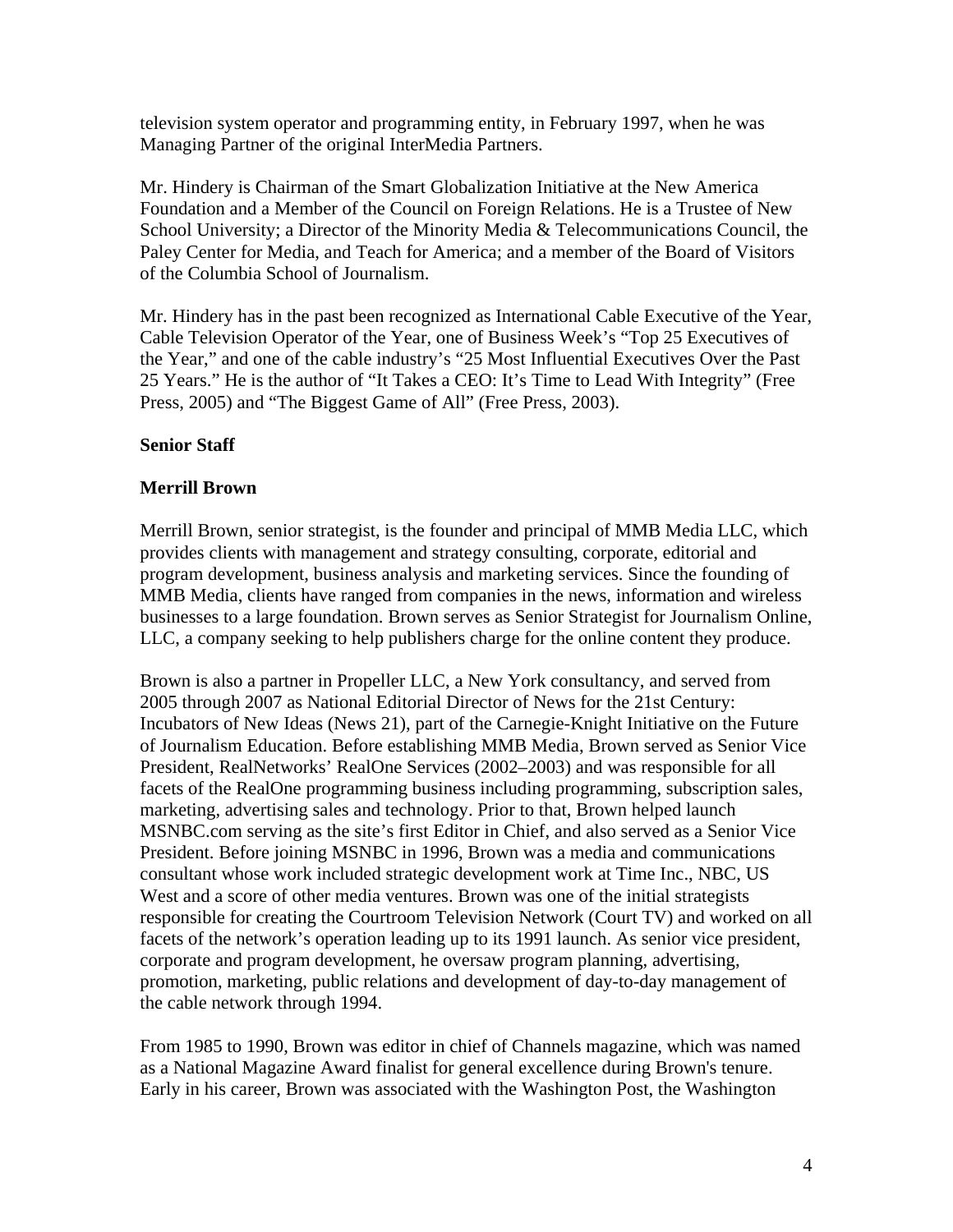television system operator and programming entity, in February 1997, when he was Managing Partner of the original InterMedia Partners.

Mr. Hindery is Chairman of the Smart Globalization Initiative at the New America Foundation and a Member of the Council on Foreign Relations. He is a Trustee of New School University; a Director of the Minority Media & Telecommunications Council, the Paley Center for Media, and Teach for America; and a member of the Board of Visitors of the Columbia School of Journalism.

Mr. Hindery has in the past been recognized as International Cable Executive of the Year, Cable Television Operator of the Year, one of Business Week's "Top 25 Executives of the Year," and one of the cable industry's "25 Most Influential Executives Over the Past 25 Years." He is the author of "It Takes a CEO: It's Time to Lead With Integrity" (Free Press, 2005) and "The Biggest Game of All" (Free Press, 2003).

**Senior Staff**

**Merrill Brown**

Merrill Brown, senior strategist, is the founder and principal of MMB Media LLC, which provides clients with management and strategy consulting, corporate, editorial and program development, business analysis and marketing services. Since the founding of MMB Media, clients have ranged from companies in the news, information and wireless businesses to a large foundation. Brown serves as Senior Strategist for Journalism Online, LLC, a company seeking to help publishers charge for the online content they produce.

Brown is also a partner in Propeller LLC, a New York consultancy, and served from 2005 through 2007 as National Editorial Director of News for the 21st Century: Incubators of New Ideas (News 21), part of the Carnegie-Knight Initiative on the Future of Journalism Education. Before establishing MMB Media, Brown served as Senior Vice President, RealNetworks' RealOne Services (2002–2003) and was responsible for all facets of the RealOne programming business including programming, subscription sales, marketing, advertising sales and technology. Prior to that, Brown helped launch MSNBC.com serving as the site's first Editor in Chief, and also served as a Senior Vice President. Before joining MSNBC in 1996, Brown was a media and communications consultant whose work included strategic development work at Time Inc., NBC, US West and a score of other media ventures. Brown was one of the initial strategists responsible for creating the Courtroom Television Network (Court TV) and worked on all facets of the network's operation leading up to its 1991 launch. As senior vice president, corporate and program development, he oversaw program planning, advertising, promotion, marketing, public relations and development of day-to-day management of the cable network through 1994.

From 1985 to 1990, Brown was editor in chief of Channels magazine, which was named as a National Magazine Award finalist for general excellence during Brown's tenure. Early in his career, Brown was associated with the Washington Post, the Washington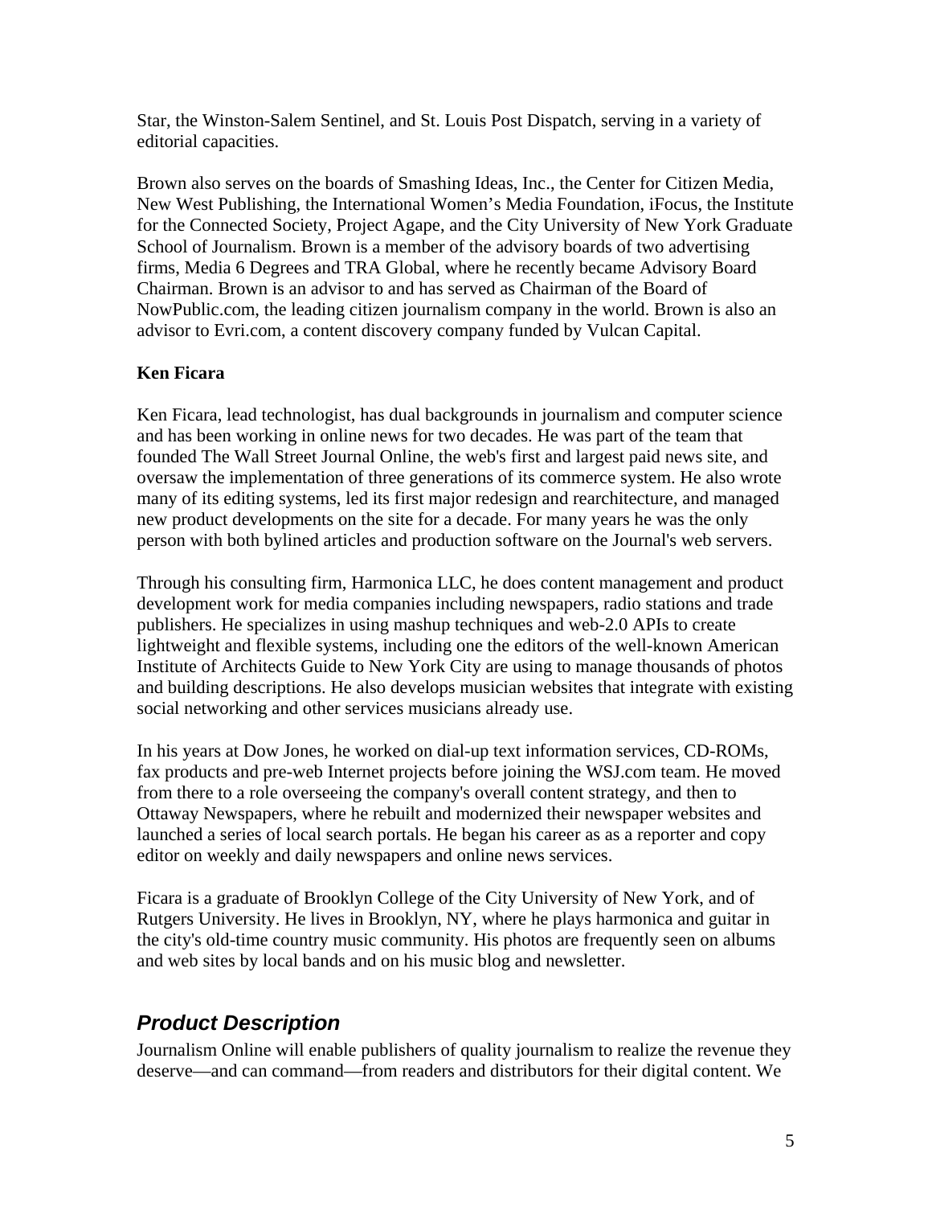Star, the Winston-Salem Sentinel, and St. Louis Post Dispatch, serving in a variety of editorial capacities.

Brown also serves on the boards of Smashing Ideas, Inc., the Center for Citizen Media, New West Publishing, the International Women's Media Foundation, iFocus, the Institute for the Connected Society, Project Agape, and the City University of New York Graduate School of Journalism. Brown is a member of the advisory boards of two advertising firms, Media 6 Degrees and TRA Global, where he recently became Advisory Board Chairman. Brown is an advisor to and has served as Chairman of the Board of NowPublic.com, the leading citizen journalism company in the world. Brown is also an advisor to Evri.com, a content discovery company funded by Vulcan Capital.

**Ken Ficara**

Ken Ficara, lead technologist, has dual backgrounds in journalism and computer science and has been working in online news for two decades. He was part of the team that founded The Wall Street Journal Online, the web's first and largest paid news site, and oversaw the implementation of three generations of its commerce system. He also wrote many of its editing systems, led its first major redesign and rearchitecture, and managed new product developments on the site for a decade. For many years he was the only person with both bylined articles and production software on the Journal's web servers.

Through his consulting firm, Harmonica LLC, he does content management and product development work for media companies including newspapers, radio stations and trade publishers. He specializes in using mashup techniques and web-2.0 APIs to create lightweight and flexible systems, including one the editors of the well-known American Institute of Architects Guide to New York City are using to manage thousands of photos and building descriptions. He also develops musician websites that integrate with existing social networking and other services musicians already use.

In his years at Dow Jones, he worked on dial-up text information services, CD-ROMs, fax products and pre-web Internet projects before joining the WSJ.com team. He moved from there to a role overseeing the company's overall content strategy, and then to Ottaway Newspapers, where he rebuilt and modernized their newspaper websites and launched a series of local search portals. He began his career as as a reporter and copy editor on weekly and daily newspapers and online news services.

Ficara is a graduate of Brooklyn College of the City University of New York, and of Rutgers University. He lives in Brooklyn, NY, where he plays harmonica and guitar in the city's old-time country music community. His photos are frequently seen on albums and web sites by local bands and on his music blog and newsletter.

## *Product Description*

Journalism Online will enable publishers of quality journalism to realize the revenue they deserve—and can command—from readers and distributors for their digital content. We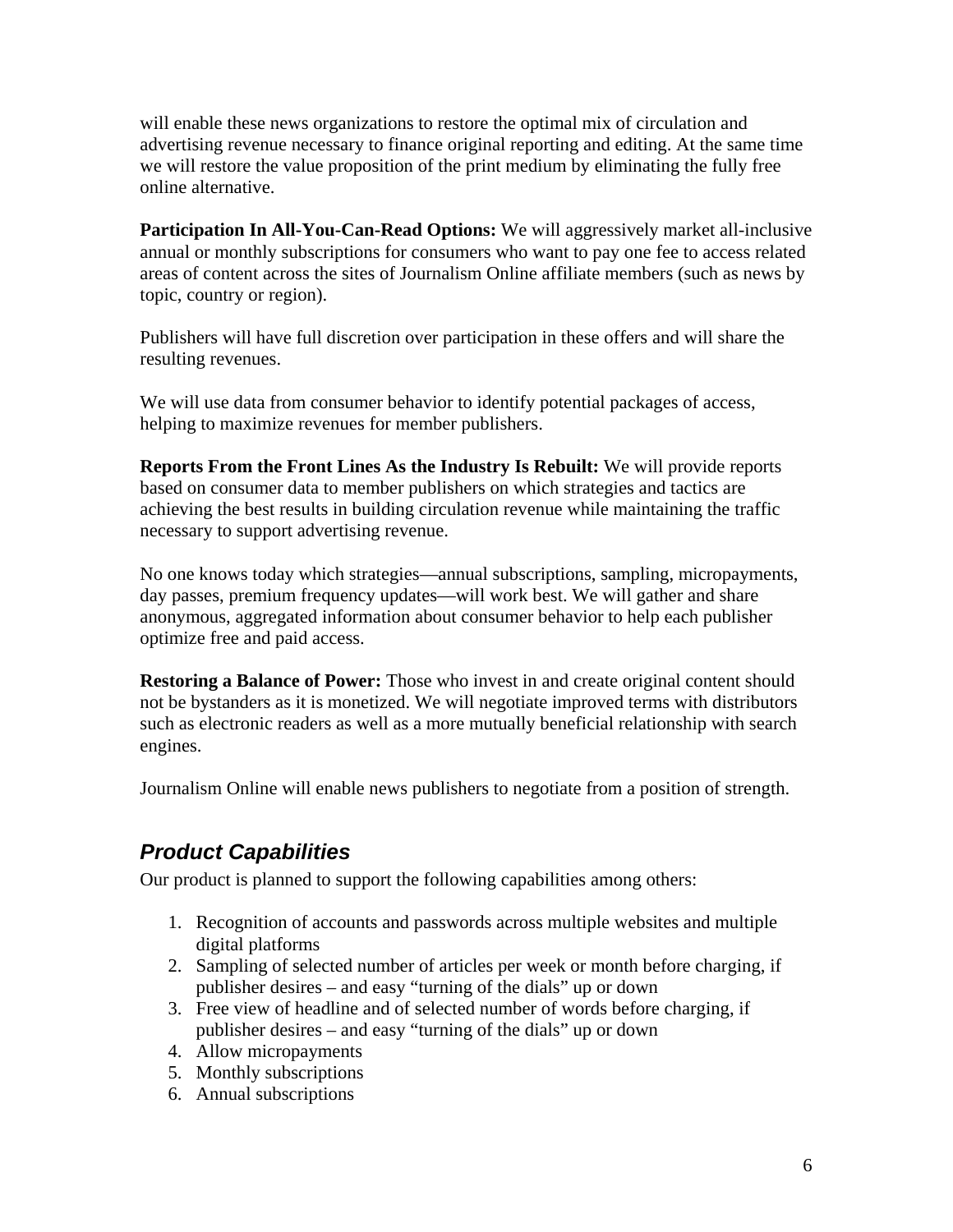will enable these news organizations to restore the optimal mix of circulation and advertising revenue necessary to finance original reporting and editing. At the same time we will restore the value proposition of the print medium by eliminating the fully free online alternative.

**Participation In All-You-Can-Read Options:** We will aggressively market all-inclusive annual or monthly subscriptions for consumers who want to pay one fee to access related areas of content across the sites of Journalism Online affiliate members (such as news by topic, country or region).

Publishers will have full discretion over participation in these offers and will share the resulting revenues.

We will use data from consumer behavior to identify potential packages of access, helping to maximize revenues for member publishers.

**Reports From the Front Lines As the Industry Is Rebuilt:** We will provide reports based on consumer data to member publishers on which strategies and tactics are achieving the best results in building circulation revenue while maintaining the traffic necessary to support advertising revenue.

No one knows today which strategies—annual subscriptions, sampling, micropayments, day passes, premium frequency updates—will work best. We will gather and share anonymous, aggregated information about consumer behavior to help each publisher optimize free and paid access.

**Restoring a Balance of Power:** Those who invest in and create original content should not be bystanders as it is monetized. We will negotiate improved terms with distributors such as electronic readers as well as a more mutually beneficial relationship with search engines.

Journalism Online will enable news publishers to negotiate from a position of strength.

## *Product Capabilities*

Our product is planned to support the following capabilities among others:

1. Recognition of accounts and passwords across multiple websites and multiple digital platforms
2. Sampling of selected number of articles per week or month before charging, if publisher desires – and easy "turning of the dials" up or down
3. Free view of headline and of selected number of words before charging, if publisher desires – and easy "turning of the dials" up or down
4. Allow micropayments
5. Monthly subscriptions
6. Annual subscriptions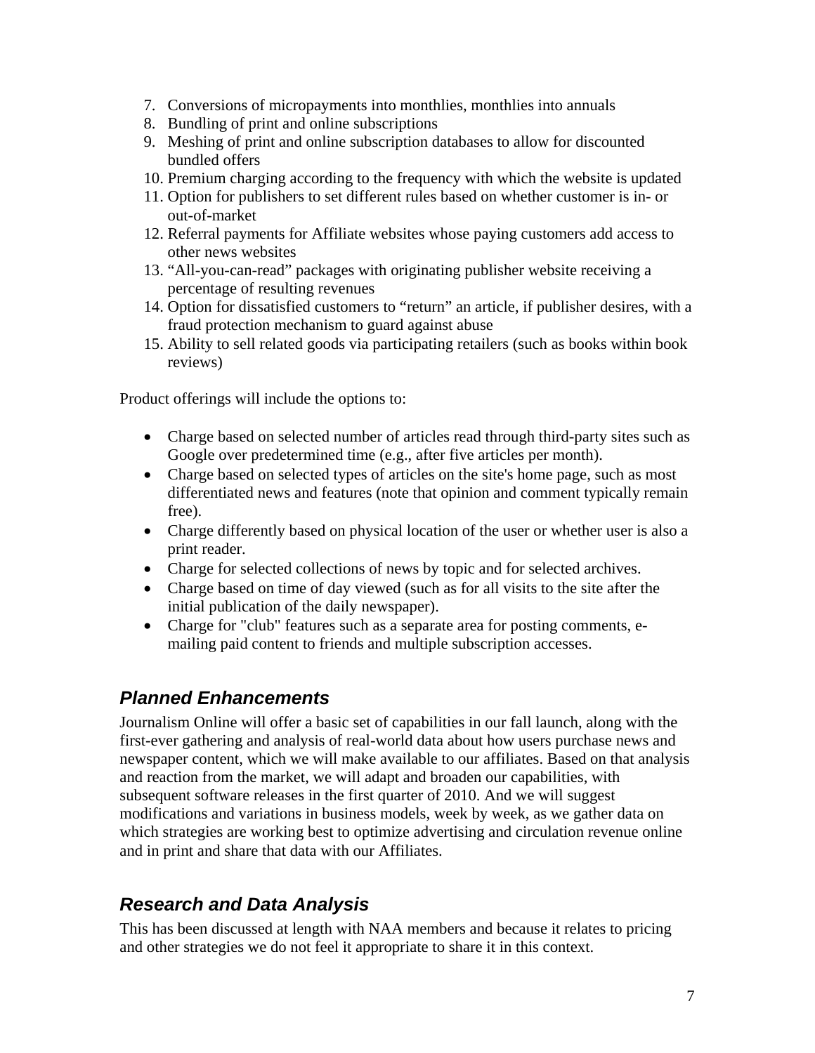7. Conversions of micropayments into monthlies, monthlies into annuals
8. Bundling of print and online subscriptions
9. Meshing of print and online subscription databases to allow for discounted bundled offers
10. Premium charging according to the frequency with which the website is updated
11. Option for publishers to set different rules based on whether customer is in- or out-of-market
12. Referral payments for Affiliate websites whose paying customers add access to other news websites
13. "All-you-can-read" packages with originating publisher website receiving a percentage of resulting revenues
14. Option for dissatisfied customers to "return" an article, if publisher desires, with a fraud protection mechanism to guard against abuse
15. Ability to sell related goods via participating retailers (such as books within book reviews)

Product offerings will include the options to:

- Charge based on selected number of articles read through third-party sites such as Google over predetermined time (e.g., after five articles per month).
- Charge based on selected types of articles on the site's home page, such as most differentiated news and features (note that opinion and comment typically remain free).
- Charge differently based on physical location of the user or whether user is also a print reader.
- Charge for selected collections of news by topic and for selected archives.
- Charge based on time of day viewed (such as for all visits to the site after the initial publication of the daily newspaper).
- Charge for "club" features such as a separate area for posting comments, e-mailing paid content to friends and multiple subscription accesses.

## *Planned Enhancements*

Journalism Online will offer a basic set of capabilities in our fall launch, along with the first-ever gathering and analysis of real-world data about how users purchase news and newspaper content, which we will make available to our affiliates. Based on that analysis and reaction from the market, we will adapt and broaden our capabilities, with subsequent software releases in the first quarter of 2010. And we will suggest modifications and variations in business models, week by week, as we gather data on which strategies are working best to optimize advertising and circulation revenue online and in print and share that data with our Affiliates.

## *Research and Data Analysis*

This has been discussed at length with NAA members and because it relates to pricing and other strategies we do not feel it appropriate to share it in this context.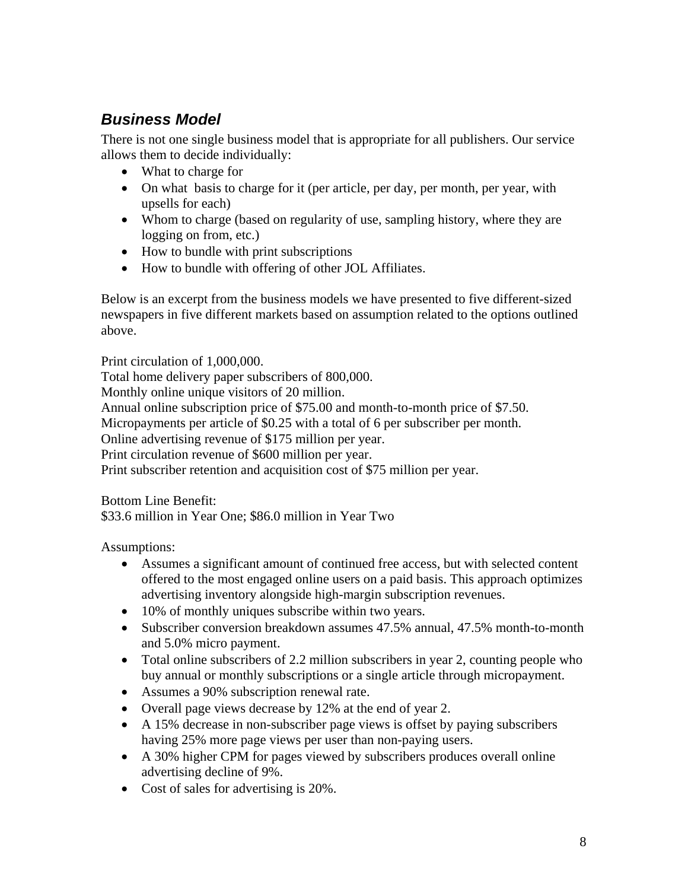## *Business Model*

There is not one single business model that is appropriate for all publishers. Our service allows them to decide individually:

- What to charge for
- On what basis to charge for it (per article, per day, per month, per year, with upsells for each)
- Whom to charge (based on regularity of use, sampling history, where they are logging on from, etc.)
- How to bundle with print subscriptions
- How to bundle with offering of other JOL Affiliates.

Below is an excerpt from the business models we have presented to five different-sized newspapers in five different markets based on assumption related to the options outlined above.

Print circulation of 1,000,000.
Total home delivery paper subscribers of 800,000.
Monthly online unique visitors of 20 million.
Annual online subscription price of $75.00 and month-to-month price of $7.50.
Micropayments per article of $0.25 with a total of 6 per subscriber per month.
Online advertising revenue of $175 million per year.
Print circulation revenue of $600 million per year.
Print subscriber retention and acquisition cost of $75 million per year.

Bottom Line Benefit:
$33.6 million in Year One; $86.0 million in Year Two

Assumptions:

- Assumes a significant amount of continued free access, but with selected content offered to the most engaged online users on a paid basis. This approach optimizes advertising inventory alongside high-margin subscription revenues.
- 10% of monthly uniques subscribe within two years.
- Subscriber conversion breakdown assumes 47.5% annual, 47.5% month-to-month and 5.0% micro payment.
- Total online subscribers of 2.2 million subscribers in year 2, counting people who buy annual or monthly subscriptions or a single article through micropayment.
- Assumes a 90% subscription renewal rate.
- Overall page views decrease by 12% at the end of year 2.
- A 15% decrease in non-subscriber page views is offset by paying subscribers having 25% more page views per user than non-paying users.
- A 30% higher CPM for pages viewed by subscribers produces overall online advertising decline of 9%.
- Cost of sales for advertising is 20%.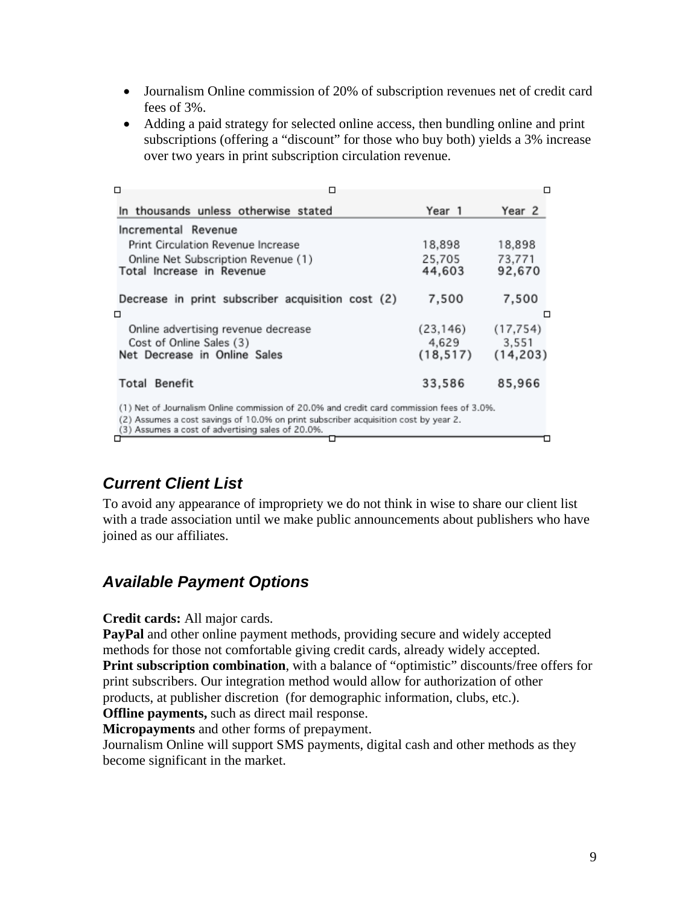- Journalism Online commission of 20% of subscription revenues net of credit card fees of 3%.
- Adding a paid strategy for selected online access, then bundling online and print subscriptions (offering a "discount" for those who buy both) yields a 3% increase over two years in print subscription circulation revenue.

| In thousands unless otherwise stated | Year 1 | Year 2 |
|---|---|---|
| Incremental Revenue | | |
| Print Circulation Revenue Increase | 18,898 | 18,898 |
| Online Net Subscription Revenue (1) | 25,705 | 73,771 |
| Total Increase in Revenue | 44,603 | 92,670 |
| | | |
| Decrease in print subscriber acquisition cost (2) | 7,500 | 7,500 |
| | | |
| Online advertising revenue decrease | (23,146) | (17,754) |
| Cost of Online Sales (3) | 4,629 | 3,551 |
| Net Decrease in Online Sales | (18,517) | (14,203) |
| | | |
| Total Benefit | 33,586 | 85,966 |

(1) Net of Journalism Online commission of 20.0% and credit card commission fees of 3.0%.
(2) Assumes a cost savings of 10.0% on print subscriber acquisition cost by year 2.
(3) Assumes a cost of advertising sales of 20.0%.

### *Current Client List*

To avoid any appearance of impropriety we do not think in wise to share our client list with a trade association until we make public announcements about publishers who have joined as our affiliates.

### *Available Payment Options*

**Credit cards:** All major cards.
**PayPal** and other online payment methods, providing secure and widely accepted methods for those not comfortable giving credit cards, already widely accepted.
**Print subscription combination**, with a balance of "optimistic" discounts/free offers for print subscribers. Our integration method would allow for authorization of other products, at publisher discretion (for demographic information, clubs, etc.).
**Offline payments,** such as direct mail response.
**Micropayments** and other forms of prepayment.
Journalism Online will support SMS payments, digital cash and other methods as they become significant in the market.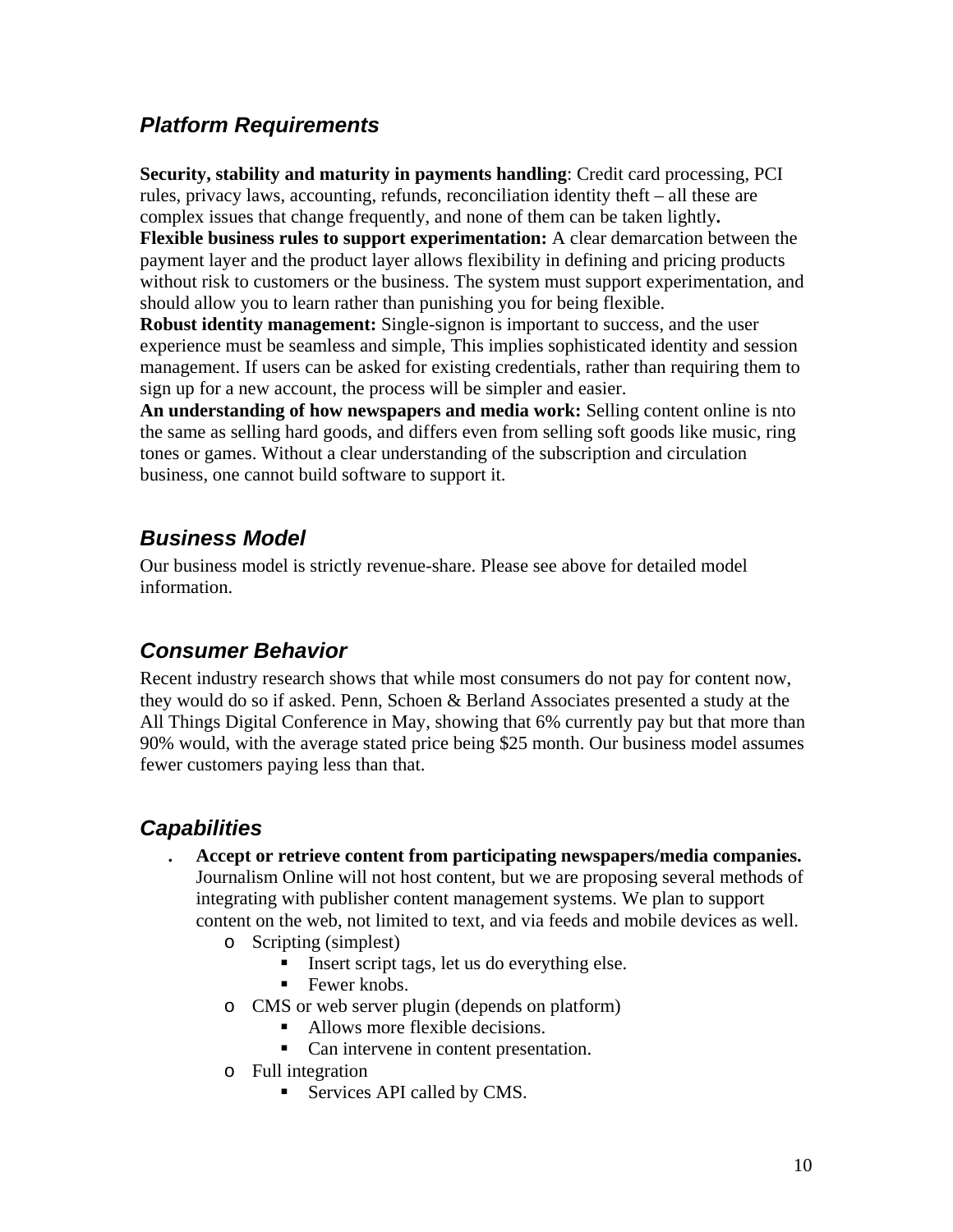## *Platform Requirements*

**Security, stability and maturity in payments handling**: Credit card processing, PCI rules, privacy laws, accounting, refunds, reconciliation identity theft – all these are complex issues that change frequently, and none of them can be taken lightly**.**
**Flexible business rules to support experimentation:** A clear demarcation between the payment layer and the product layer allows flexibility in defining and pricing products without risk to customers or the business. The system must support experimentation, and should allow you to learn rather than punishing you for being flexible.
**Robust identity management:** Single-signon is important to success, and the user experience must be seamless and simple, This implies sophisticated identity and session management. If users can be asked for existing credentials, rather than requiring them to sign up for a new account, the process will be simpler and easier.
**An understanding of how newspapers and media work:** Selling content online is nto the same as selling hard goods, and differs even from selling soft goods like music, ring tones or games. Without a clear understanding of the subscription and circulation business, one cannot build software to support it.

## *Business Model*

Our business model is strictly revenue-share. Please see above for detailed model information.

## *Consumer Behavior*

Recent industry research shows that while most consumers do not pay for content now, they would do so if asked. Penn, Schoen & Berland Associates presented a study at the All Things Digital Conference in May, showing that 6% currently pay but that more than 90% would, with the average stated price being $25 month. Our business model assumes fewer customers paying less than that.

## *Capabilities*

- **Accept or retrieve content from participating newspapers/media companies.** Journalism Online will not host content, but we are proposing several methods of integrating with publisher content management systems. We plan to support content on the web, not limited to text, and via feeds and mobile devices as well.
  - Scripting (simplest)
    - Insert script tags, let us do everything else.
    - Fewer knobs.
  - CMS or web server plugin (depends on platform)
    - Allows more flexible decisions.
    - Can intervene in content presentation.
  - Full integration
    - Services API called by CMS.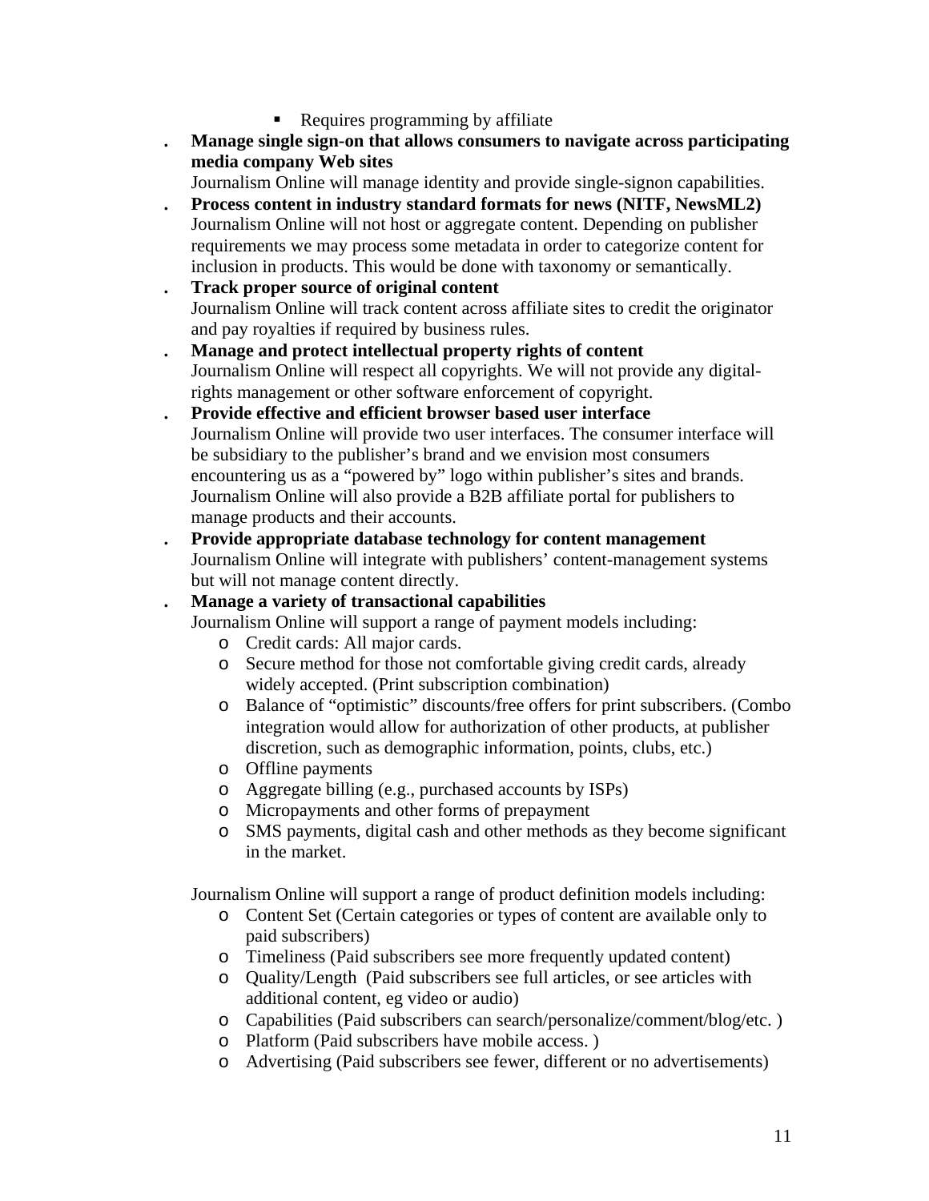- Requires programming by affiliate

- **Manage single sign-on that allows consumers to navigate across participating media company Web sites**
  Journalism Online will manage identity and provide single-signon capabilities.
- **Process content in industry standard formats for news (NITF, NewsML2)**
  Journalism Online will not host or aggregate content. Depending on publisher requirements we may process some metadata in order to categorize content for inclusion in products. This would be done with taxonomy or semantically.
- **Track proper source of original content**
  Journalism Online will track content across affiliate sites to credit the originator and pay royalties if required by business rules.
- **Manage and protect intellectual property rights of content**
  Journalism Online will respect all copyrights. We will not provide any digital-rights management or other software enforcement of copyright.
- **Provide effective and efficient browser based user interface**
  Journalism Online will provide two user interfaces. The consumer interface will be subsidiary to the publisher's brand and we envision most consumers encountering us as a "powered by" logo within publisher's sites and brands. Journalism Online will also provide a B2B affiliate portal for publishers to manage products and their accounts.
- **Provide appropriate database technology for content management**
  Journalism Online will integrate with publishers' content-management systems but will not manage content directly.
- **Manage a variety of transactional capabilities**
  Journalism Online will support a range of payment models including:
    - Credit cards: All major cards.
    - Secure method for those not comfortable giving credit cards, already widely accepted. (Print subscription combination)
    - Balance of "optimistic" discounts/free offers for print subscribers. (Combo integration would allow for authorization of other products, at publisher discretion, such as demographic information, points, clubs, etc.)
    - Offline payments
    - Aggregate billing (e.g., purchased accounts by ISPs)
    - Micropayments and other forms of prepayment
    - SMS payments, digital cash and other methods as they become significant in the market.

  Journalism Online will support a range of product definition models including:
    - Content Set (Certain categories or types of content are available only to paid subscribers)
    - Timeliness (Paid subscribers see more frequently updated content)
    - Quality/Length (Paid subscribers see full articles, or see articles with additional content, eg video or audio)
    - Capabilities (Paid subscribers can search/personalize/comment/blog/etc. )
    - Platform (Paid subscribers have mobile access. )
    - Advertising (Paid subscribers see fewer, different or no advertisements)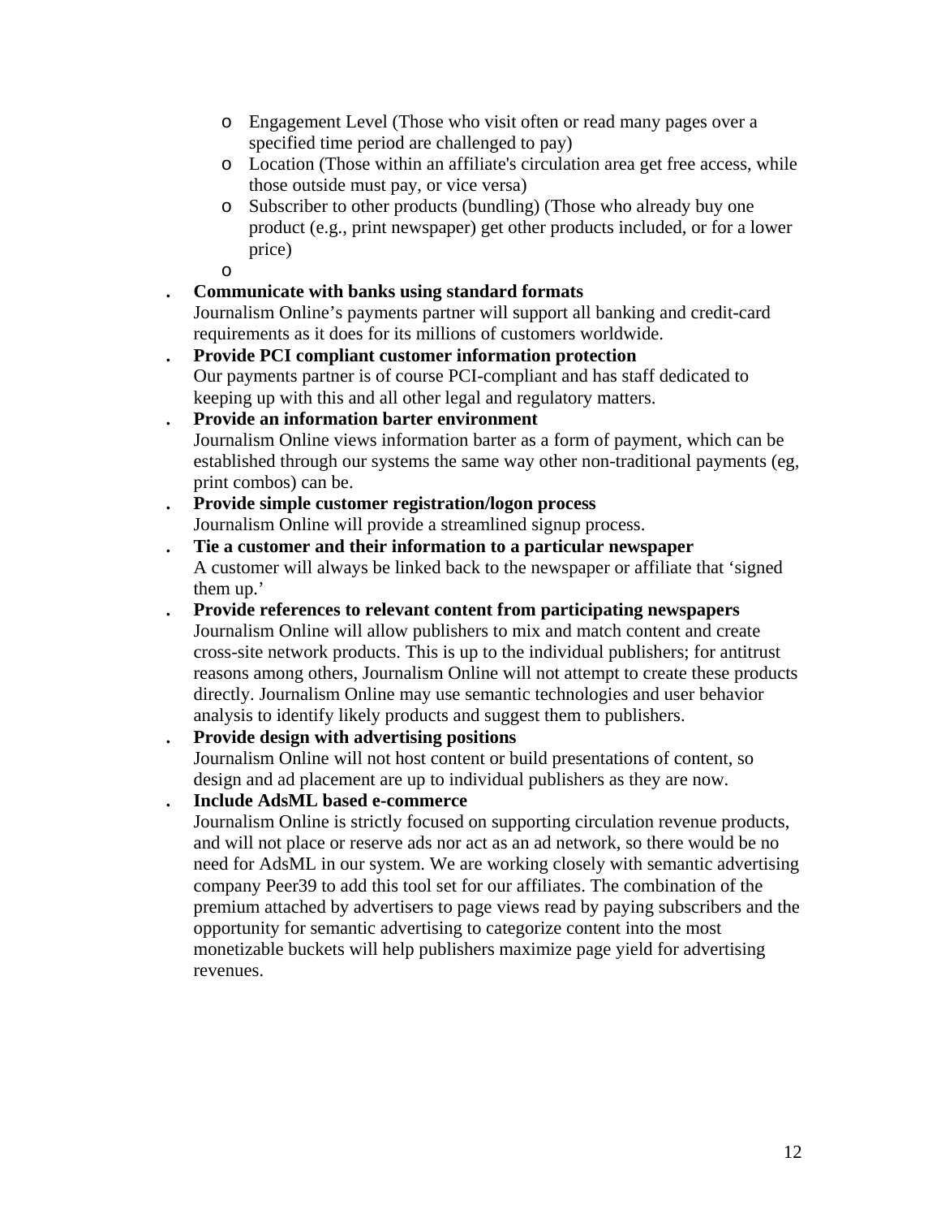- Engagement Level (Those who visit often or read many pages over a specified time period are challenged to pay)
- Location (Those within an affiliate's circulation area get free access, while those outside must pay, or vice versa)
- Subscriber to other products (bundling) (Those who already buy one product (e.g., print newspaper) get other products included, or for a lower price)
-

- **Communicate with banks using standard formats**
  Journalism Online's payments partner will support all banking and credit-card requirements as it does for its millions of customers worldwide.
- **Provide PCI compliant customer information protection**
  Our payments partner is of course PCI-compliant and has staff dedicated to keeping up with this and all other legal and regulatory matters.
- **Provide an information barter environment**
  Journalism Online views information barter as a form of payment, which can be established through our systems the same way other non-traditional payments (eg, print combos) can be.
- **Provide simple customer registration/logon process**
  Journalism Online will provide a streamlined signup process.
- **Tie a customer and their information to a particular newspaper**
  A customer will always be linked back to the newspaper or affiliate that 'signed them up.'
- **Provide references to relevant content from participating newspapers**
  Journalism Online will allow publishers to mix and match content and create cross-site network products. This is up to the individual publishers; for antitrust reasons among others, Journalism Online will not attempt to create these products directly. Journalism Online may use semantic technologies and user behavior analysis to identify likely products and suggest them to publishers.
- **Provide design with advertising positions**
  Journalism Online will not host content or build presentations of content, so design and ad placement are up to individual publishers as they are now.
- **Include AdsML based e-commerce**
  Journalism Online is strictly focused on supporting circulation revenue products, and will not place or reserve ads nor act as an ad network, so there would be no need for AdsML in our system. We are working closely with semantic advertising company Peer39 to add this tool set for our affiliates. The combination of the premium attached by advertisers to page views read by paying subscribers and the opportunity for semantic advertising to categorize content into the most monetizable buckets will help publishers maximize page yield for advertising revenues.